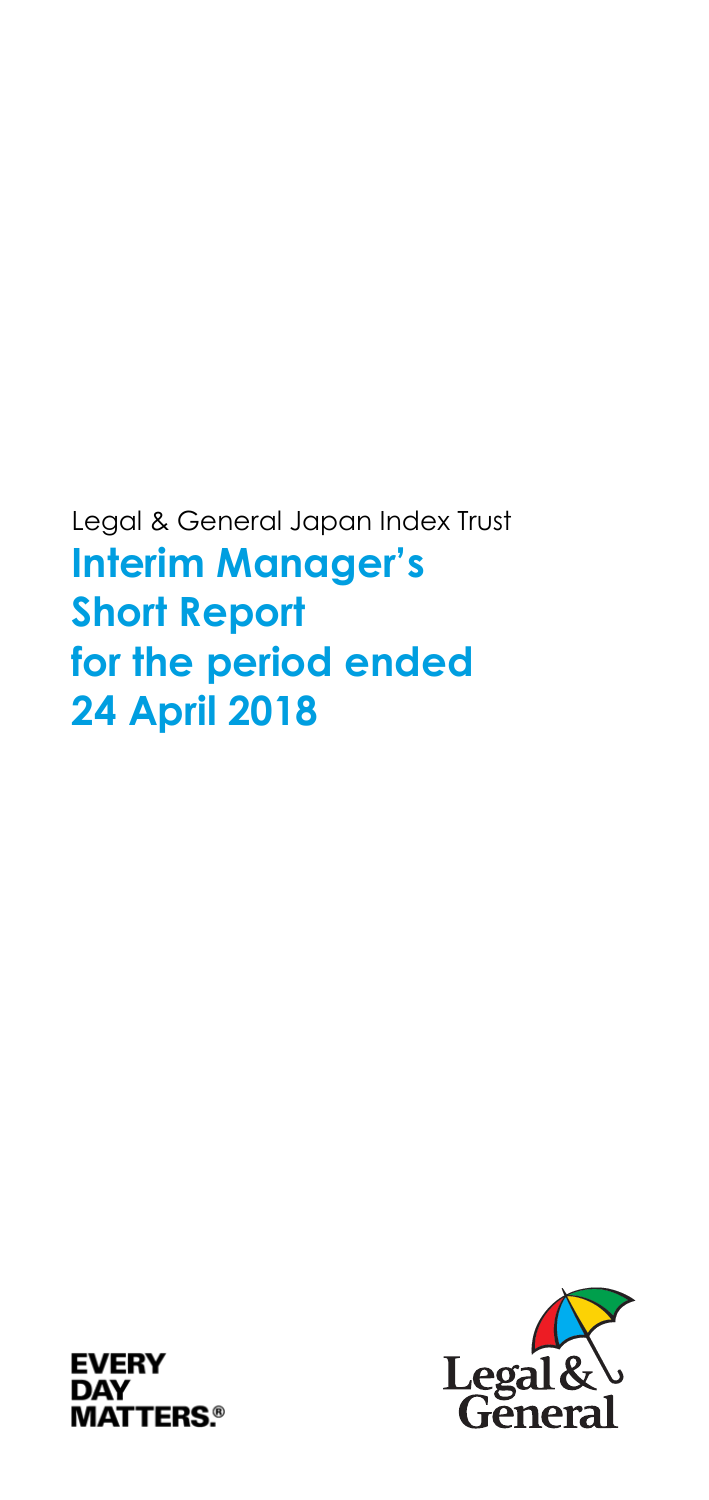Legal & General Japan Index Trust

# Interim Manager's Short Report for the period ended 24 April 2018

**EVERY DAY MATTERS.®**

Legal & General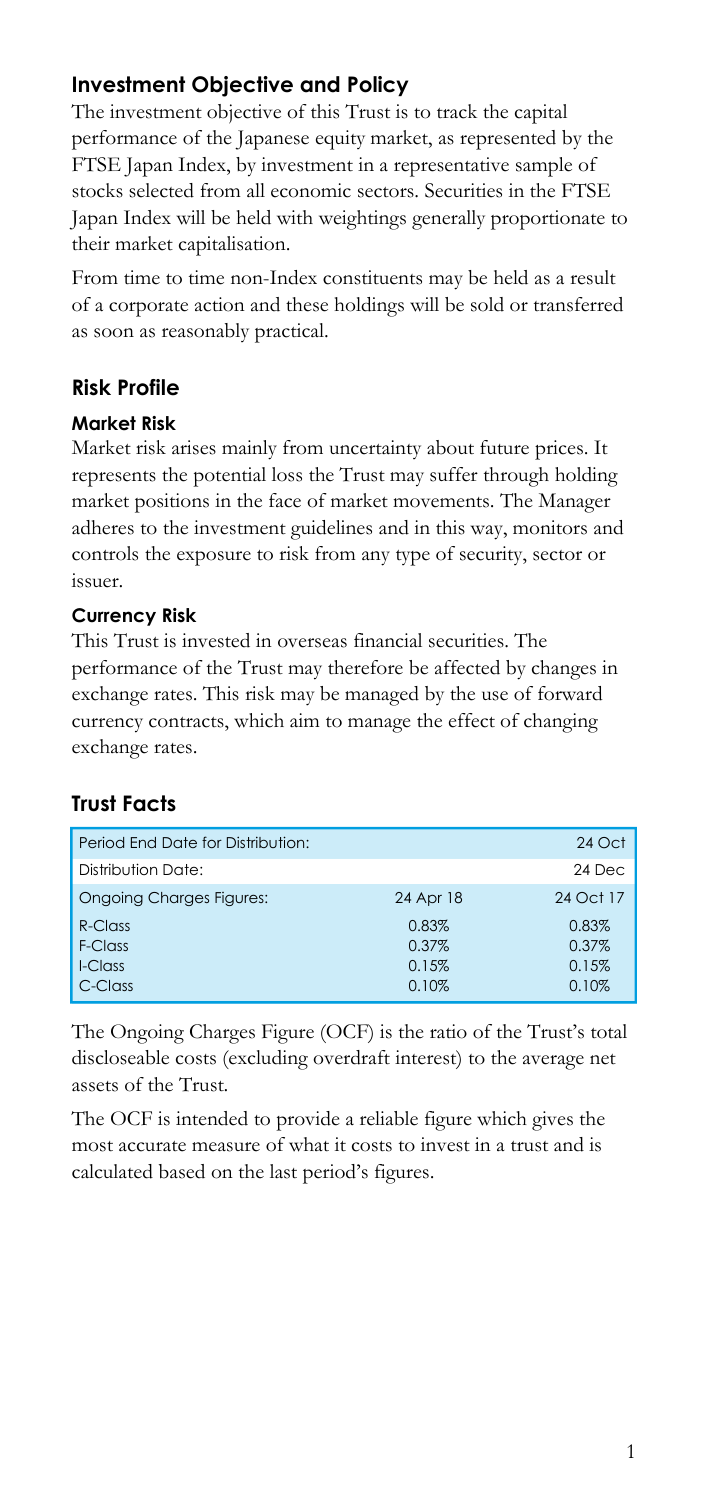## Investment Objective and Policy

The investment objective of this Trust is to track the capital performance of the Japanese equity market, as represented by the FTSE Japan Index, by investment in a representative sample of stocks selected from all economic sectors. Securities in the FTSE Japan Index will be held with weightings generally proportionate to their market capitalisation.

From time to time non-Index constituents may be held as a result of a corporate action and these holdings will be sold or transferred as soon as reasonably practical.

## Risk Profile

### Market Risk

Market risk arises mainly from uncertainty about future prices. It represents the potential loss the Trust may suffer through holding market positions in the face of market movements. The Manager adheres to the investment guidelines and in this way, monitors and controls the exposure to risk from any type of security, sector or issuer.

### Currency Risk

This Trust is invested in overseas financial securities. The performance of the Trust may therefore be affected by changes in exchange rates. This risk may be managed by the use of forward currency contracts, which aim to manage the effect of changing exchange rates.

## Trust Facts

| Period End Date for Distribution: | | 24 Oct |
|---|---|---|
| Distribution Date: | | 24 Dec |
| Ongoing Charges Figures: | 24 Apr 18 | 24 Oct 17 |
| R-Class | 0.83% | 0.83% |
| F-Class | 0.37% | 0.37% |
| I-Class | 0.15% | 0.15% |
| C-Class | 0.10% | 0.10% |

The Ongoing Charges Figure (OCF) is the ratio of the Trust's total discloseable costs (excluding overdraft interest) to the average net assets of the Trust.

The OCF is intended to provide a reliable figure which gives the most accurate measure of what it costs to invest in a trust and is calculated based on the last period's figures.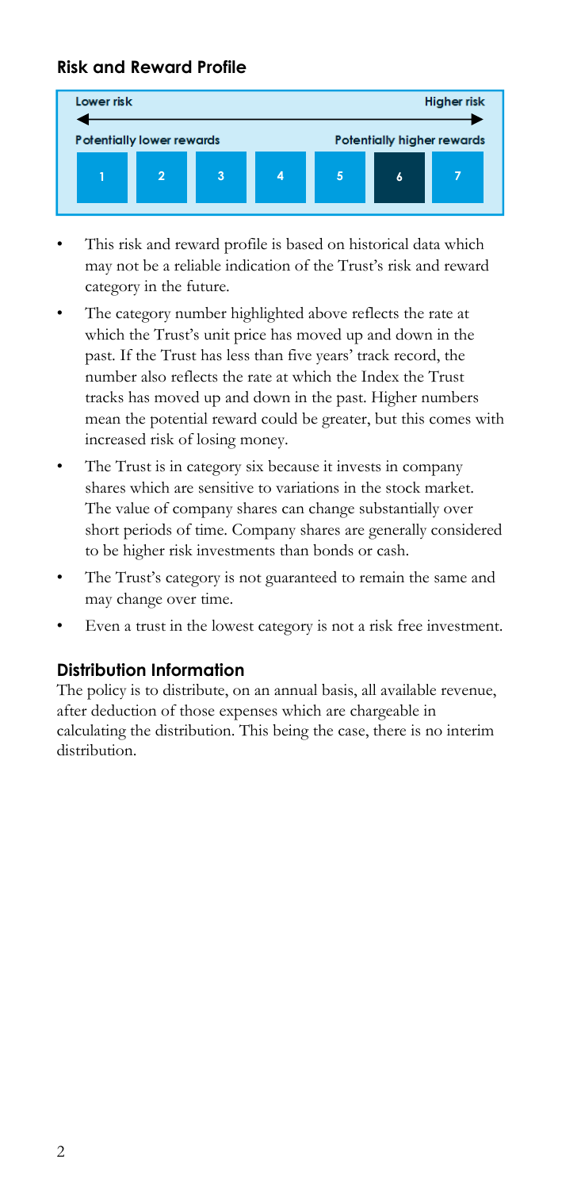## Risk and Reward Profile

| Lower risk | | | | | | Higher risk |
|---|---|---|---|---|---|---|
| Potentially lower rewards | | | | Potentially higher rewards | | |
| 1 | 2 | 3 | 4 | 5 | **6** | 7 |

- This risk and reward profile is based on historical data which may not be a reliable indication of the Trust's risk and reward category in the future.
- The category number highlighted above reflects the rate at which the Trust's unit price has moved up and down in the past. If the Trust has less than five years' track record, the number also reflects the rate at which the Index the Trust tracks has moved up and down in the past. Higher numbers mean the potential reward could be greater, but this comes with increased risk of losing money.
- The Trust is in category six because it invests in company shares which are sensitive to variations in the stock market. The value of company shares can change substantially over short periods of time. Company shares are generally considered to be higher risk investments than bonds or cash.
- The Trust's category is not guaranteed to remain the same and may change over time.
- Even a trust in the lowest category is not a risk free investment.

## Distribution Information

The policy is to distribute, on an annual basis, all available revenue, after deduction of those expenses which are chargeable in calculating the distribution. This being the case, there is no interim distribution.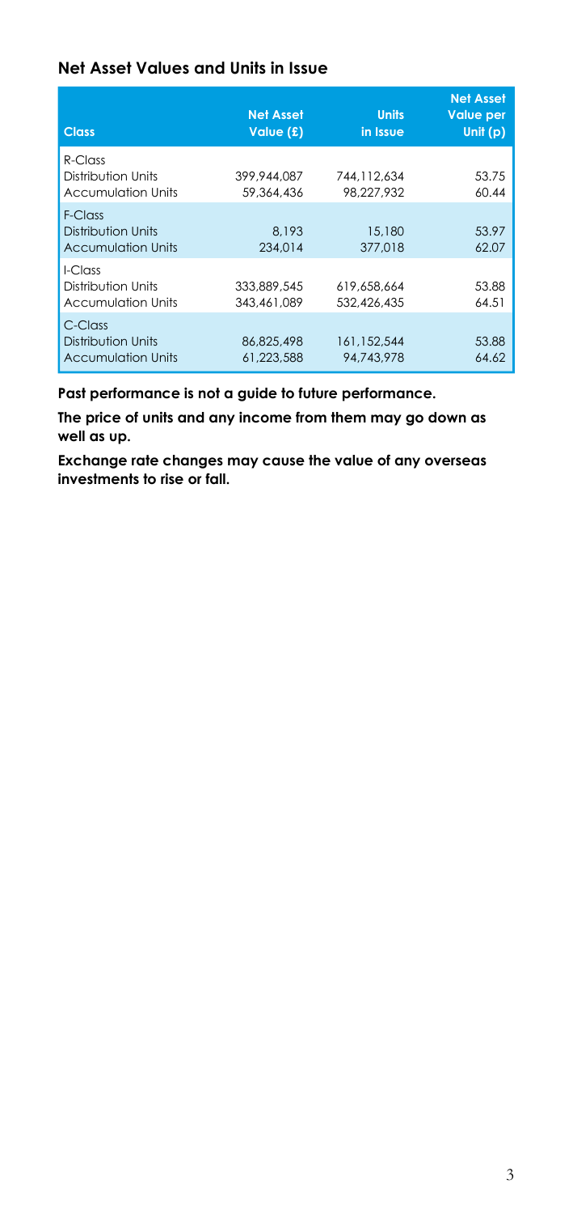## Net Asset Values and Units in Issue

| Class | Net Asset Value (£) | Units in Issue | Net Asset Value per Unit (p) |
|---|---|---|---|
| R-Class | | | |
| Distribution Units | 399,944,087 | 744,112,634 | 53.75 |
| Accumulation Units | 59,364,436 | 98,227,932 | 60.44 |
| F-Class | | | |
| Distribution Units | 8,193 | 15,180 | 53.97 |
| Accumulation Units | 234,014 | 377,018 | 62.07 |
| I-Class | | | |
| Distribution Units | 333,889,545 | 619,658,664 | 53.88 |
| Accumulation Units | 343,461,089 | 532,426,435 | 64.51 |
| C-Class | | | |
| Distribution Units | 86,825,498 | 161,152,544 | 53.88 |
| Accumulation Units | 61,223,588 | 94,743,978 | 64.62 |

**Past performance is not a guide to future performance.**

**The price of units and any income from them may go down as well as up.**

**Exchange rate changes may cause the value of any overseas investments to rise or fall.**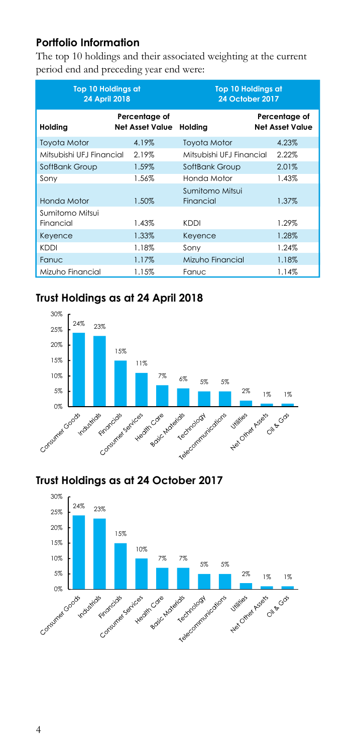## Portfolio Information

The top 10 holdings and their associated weighting at the current period end and preceding year end were:

| Top 10 Holdings at 24 April 2018 | | Top 10 Holdings at 24 October 2017 | |
|---|---|---|---|
| **Holding** | **Percentage of Net Asset Value** | **Holding** | **Percentage of Net Asset Value** |
| Toyota Motor | 4.19% | Toyota Motor | 4.23% |
| Mitsubishi UFJ Financial | 2.19% | Mitsubishi UFJ Financial | 2.22% |
| SoftBank Group | 1.59% | SoftBank Group | 2.01% |
| Sony | 1.56% | Honda Motor | 1.43% |
| Honda Motor | 1.50% | Sumitomo Mitsui Financial | 1.37% |
| Sumitomo Mitsui Financial | 1.43% | KDDI | 1.29% |
| Keyence | 1.33% | Keyence | 1.28% |
| KDDI | 1.18% | Sony | 1.24% |
| Fanuc | 1.17% | Mizuho Financial | 1.18% |
| Mizuho Financial | 1.15% | Fanuc | 1.14% |

## Trust Holdings as at 24 April 2018

| Sector | Percentage |
|---|---|
| Consumer Goods | 24% |
| Industrials | 23% |
| Financials | 15% |
| Consumer Services | 11% |
| Health Care | 7% |
| Basic Materials | 6% |
| Technology | 5% |
| Telecommunications | 5% |
| Utilities | 2% |
| Net Other Assets | 1% |
| Oil & Gas | 1% |

## Trust Holdings as at 24 October 2017

| Sector | Percentage |
|---|---|
| Consumer Goods | 24% |
| Industrials | 23% |
| Financials | 15% |
| Consumer Services | 10% |
| Health Care | 7% |
| Basic Materials | 7% |
| Technology | 5% |
| Telecommunications | 5% |
| Utilities | 2% |
| Net Other Assets | 1% |
| Oil & Gas | 1% |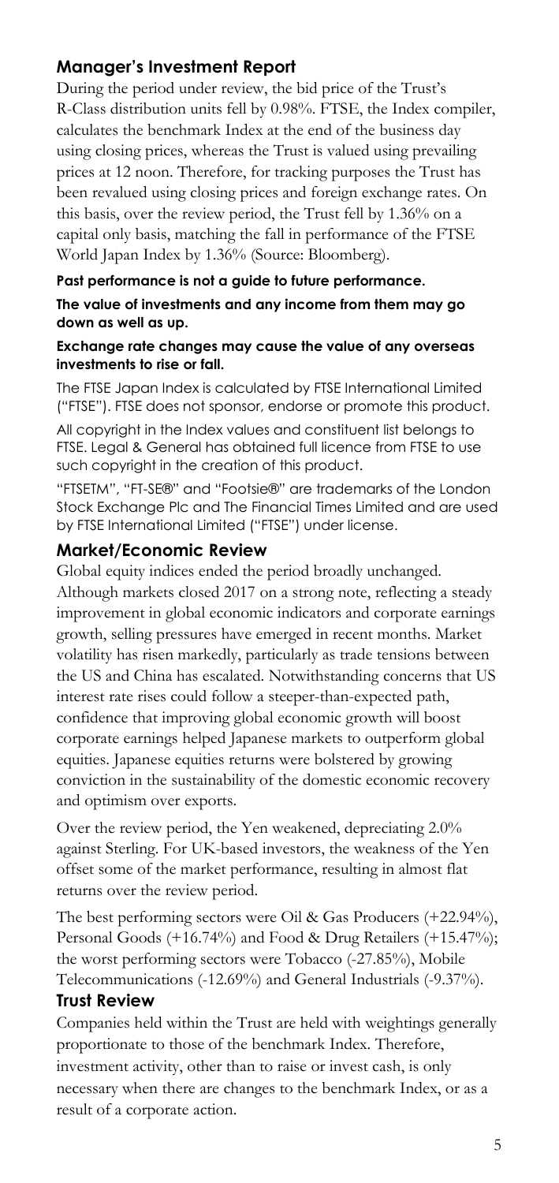## Manager's Investment Report

During the period under review, the bid price of the Trust's R-Class distribution units fell by 0.98%. FTSE, the Index compiler, calculates the benchmark Index at the end of the business day using closing prices, whereas the Trust is valued using prevailing prices at 12 noon. Therefore, for tracking purposes the Trust has been revalued using closing prices and foreign exchange rates. On this basis, over the review period, the Trust fell by 1.36% on a capital only basis, matching the fall in performance of the FTSE World Japan Index by 1.36% (Source: Bloomberg).

**Past performance is not a guide to future performance.**

**The value of investments and any income from them may go down as well as up.**

**Exchange rate changes may cause the value of any overseas investments to rise or fall.**

The FTSE Japan Index is calculated by FTSE International Limited ("FTSE"). FTSE does not sponsor, endorse or promote this product.

All copyright in the Index values and constituent list belongs to FTSE. Legal & General has obtained full licence from FTSE to use such copyright in the creation of this product.

"FTSETM", "FT-SE®" and "Footsie®" are trademarks of the London Stock Exchange Plc and The Financial Times Limited and are used by FTSE International Limited ("FTSE") under license.

## Market/Economic Review

Global equity indices ended the period broadly unchanged. Although markets closed 2017 on a strong note, reflecting a steady improvement in global economic indicators and corporate earnings growth, selling pressures have emerged in recent months. Market volatility has risen markedly, particularly as trade tensions between the US and China has escalated. Notwithstanding concerns that US interest rate rises could follow a steeper-than-expected path, confidence that improving global economic growth will boost corporate earnings helped Japanese markets to outperform global equities. Japanese equities returns were bolstered by growing conviction in the sustainability of the domestic economic recovery and optimism over exports.

Over the review period, the Yen weakened, depreciating 2.0% against Sterling. For UK-based investors, the weakness of the Yen offset some of the market performance, resulting in almost flat returns over the review period.

The best performing sectors were Oil & Gas Producers (+22.94%), Personal Goods (+16.74%) and Food & Drug Retailers (+15.47%); the worst performing sectors were Tobacco (-27.85%), Mobile Telecommunications (-12.69%) and General Industrials (-9.37%).

## Trust Review

Companies held within the Trust are held with weightings generally proportionate to those of the benchmark Index. Therefore, investment activity, other than to raise or invest cash, is only necessary when there are changes to the benchmark Index, or as a result of a corporate action.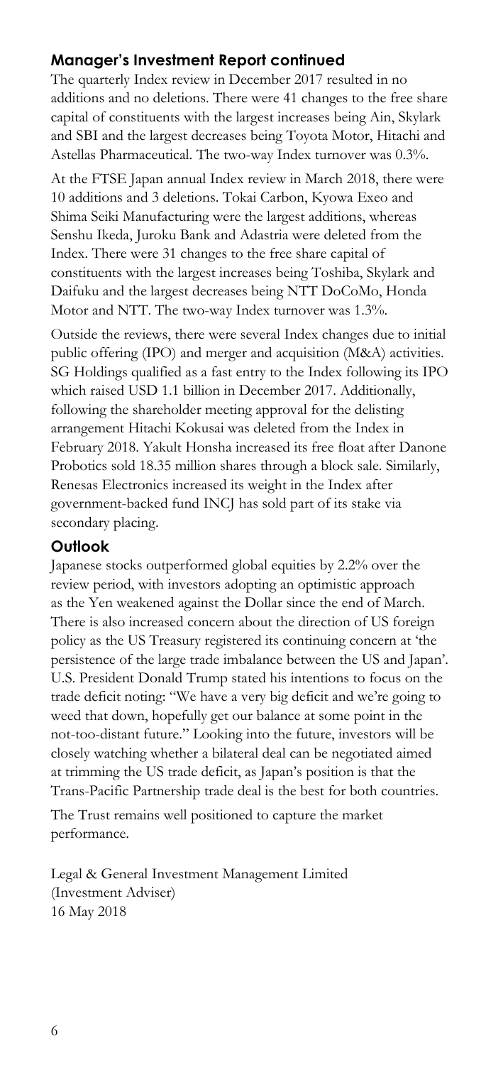## Manager's Investment Report continued

The quarterly Index review in December 2017 resulted in no additions and no deletions. There were 41 changes to the free share capital of constituents with the largest increases being Ain, Skylark and SBI and the largest decreases being Toyota Motor, Hitachi and Astellas Pharmaceutical. The two-way Index turnover was 0.3%.

At the FTSE Japan annual Index review in March 2018, there were 10 additions and 3 deletions. Tokai Carbon, Kyowa Exeo and Shima Seiki Manufacturing were the largest additions, whereas Senshu Ikeda, Juroku Bank and Adastria were deleted from the Index. There were 31 changes to the free share capital of constituents with the largest increases being Toshiba, Skylark and Daifuku and the largest decreases being NTT DoCoMo, Honda Motor and NTT. The two-way Index turnover was 1.3%.

Outside the reviews, there were several Index changes due to initial public offering (IPO) and merger and acquisition (M&A) activities. SG Holdings qualified as a fast entry to the Index following its IPO which raised USD 1.1 billion in December 2017. Additionally, following the shareholder meeting approval for the delisting arrangement Hitachi Kokusai was deleted from the Index in February 2018. Yakult Honsha increased its free float after Danone Probotics sold 18.35 million shares through a block sale. Similarly, Renesas Electronics increased its weight in the Index after government-backed fund INCJ has sold part of its stake via secondary placing.

## Outlook

Japanese stocks outperformed global equities by 2.2% over the review period, with investors adopting an optimistic approach as the Yen weakened against the Dollar since the end of March. There is also increased concern about the direction of US foreign policy as the US Treasury registered its continuing concern at 'the persistence of the large trade imbalance between the US and Japan'. U.S. President Donald Trump stated his intentions to focus on the trade deficit noting: "We have a very big deficit and we're going to weed that down, hopefully get our balance at some point in the not-too-distant future." Looking into the future, investors will be closely watching whether a bilateral deal can be negotiated aimed at trimming the US trade deficit, as Japan's position is that the Trans-Pacific Partnership trade deal is the best for both countries.

The Trust remains well positioned to capture the market performance.

Legal & General Investment Management Limited
(Investment Adviser)
16 May 2018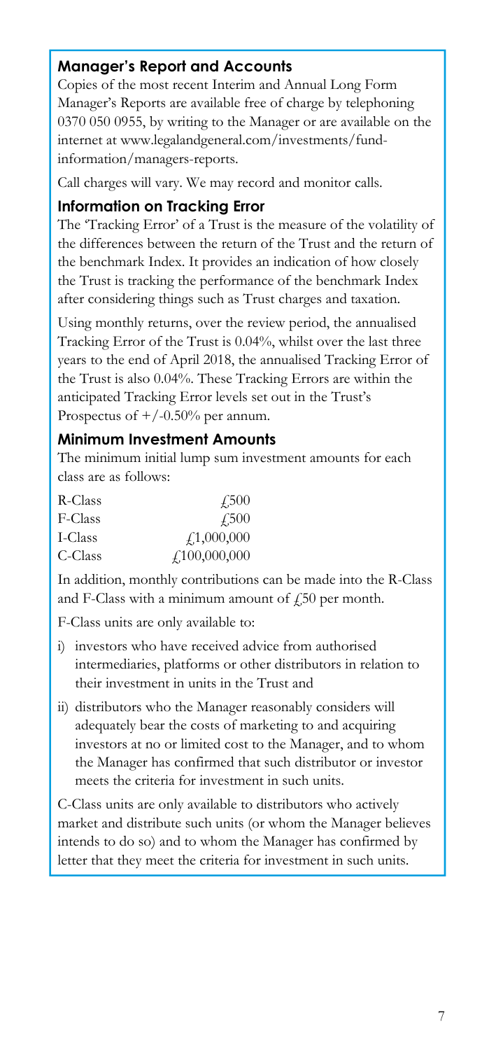## Manager's Report and Accounts

Copies of the most recent Interim and Annual Long Form Manager's Reports are available free of charge by telephoning 0370 050 0955, by writing to the Manager or are available on the internet at www.legalandgeneral.com/investments/fund-information/managers-reports.

Call charges will vary. We may record and monitor calls.

## Information on Tracking Error

The 'Tracking Error' of a Trust is the measure of the volatility of the differences between the return of the Trust and the return of the benchmark Index. It provides an indication of how closely the Trust is tracking the performance of the benchmark Index after considering things such as Trust charges and taxation.

Using monthly returns, over the review period, the annualised Tracking Error of the Trust is 0.04%, whilst over the last three years to the end of April 2018, the annualised Tracking Error of the Trust is also 0.04%. These Tracking Errors are within the anticipated Tracking Error levels set out in the Trust's Prospectus of +/-0.50% per annum.

## Minimum Investment Amounts

The minimum initial lump sum investment amounts for each class are as follows:

| | |
|---|---|
| R-Class | £500 |
| F-Class | £500 |
| I-Class | £1,000,000 |
| C-Class | £100,000,000 |

In addition, monthly contributions can be made into the R-Class and F-Class with a minimum amount of £50 per month.

F-Class units are only available to:

i) investors who have received advice from authorised intermediaries, platforms or other distributors in relation to their investment in units in the Trust and

ii) distributors who the Manager reasonably considers will adequately bear the costs of marketing to and acquiring investors at no or limited cost to the Manager, and to whom the Manager has confirmed that such distributor or investor meets the criteria for investment in such units.

C-Class units are only available to distributors who actively market and distribute such units (or whom the Manager believes intends to do so) and to whom the Manager has confirmed by letter that they meet the criteria for investment in such units.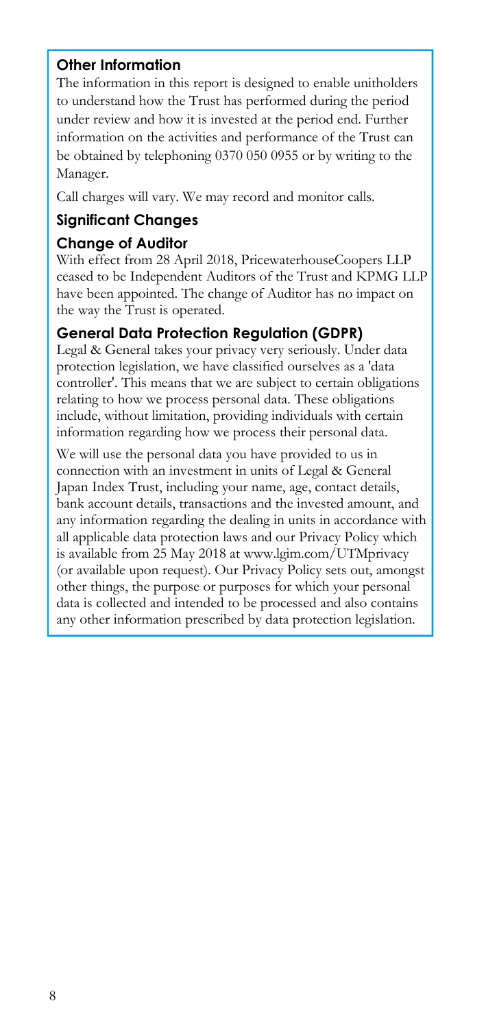## Other Information

The information in this report is designed to enable unitholders to understand how the Trust has performed during the period under review and how it is invested at the period end. Further information on the activities and performance of the Trust can be obtained by telephoning 0370 050 0955 or by writing to the Manager.

Call charges will vary. We may record and monitor calls.

## Significant Changes

### Change of Auditor

With effect from 28 April 2018, PricewaterhouseCoopers LLP ceased to be Independent Auditors of the Trust and KPMG LLP have been appointed. The change of Auditor has no impact on the way the Trust is operated.

### General Data Protection Regulation (GDPR)

Legal & General takes your privacy very seriously. Under data protection legislation, we have classified ourselves as a 'data controller'. This means that we are subject to certain obligations relating to how we process personal data. These obligations include, without limitation, providing individuals with certain information regarding how we process their personal data.

We will use the personal data you have provided to us in connection with an investment in units of Legal & General Japan Index Trust, including your name, age, contact details, bank account details, transactions and the invested amount, and any information regarding the dealing in units in accordance with all applicable data protection laws and our Privacy Policy which is available from 25 May 2018 at www.lgim.com/UTMprivacy (or available upon request). Our Privacy Policy sets out, amongst other things, the purpose or purposes for which your personal data is collected and intended to be processed and also contains any other information prescribed by data protection legislation.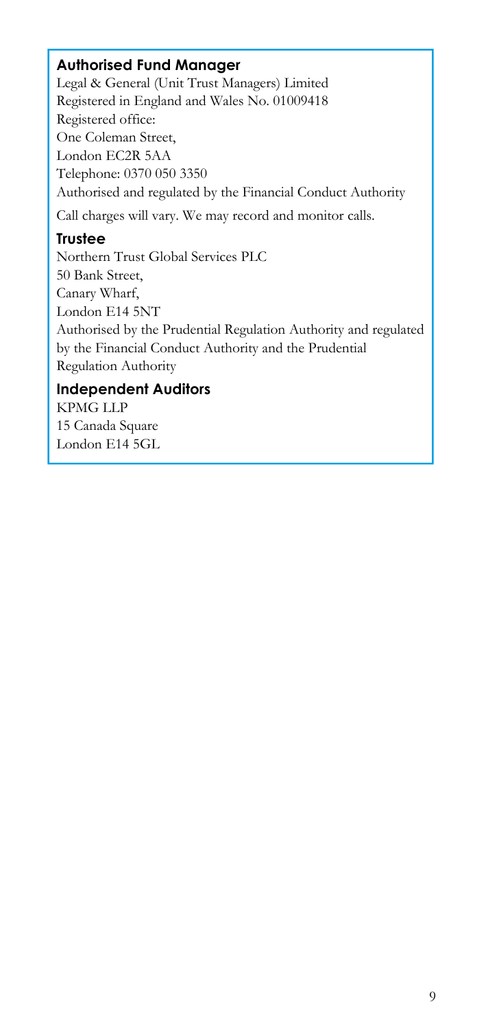## Authorised Fund Manager

Legal & General (Unit Trust Managers) Limited
Registered in England and Wales No. 01009418
Registered office:
One Coleman Street,
London EC2R 5AA
Telephone: 0370 050 3350
Authorised and regulated by the Financial Conduct Authority

Call charges will vary. We may record and monitor calls.

## Trustee

Northern Trust Global Services PLC
50 Bank Street,
Canary Wharf,
London E14 5NT
Authorised by the Prudential Regulation Authority and regulated by the Financial Conduct Authority and the Prudential Regulation Authority

## Independent Auditors

KPMG LLP
15 Canada Square
London E14 5GL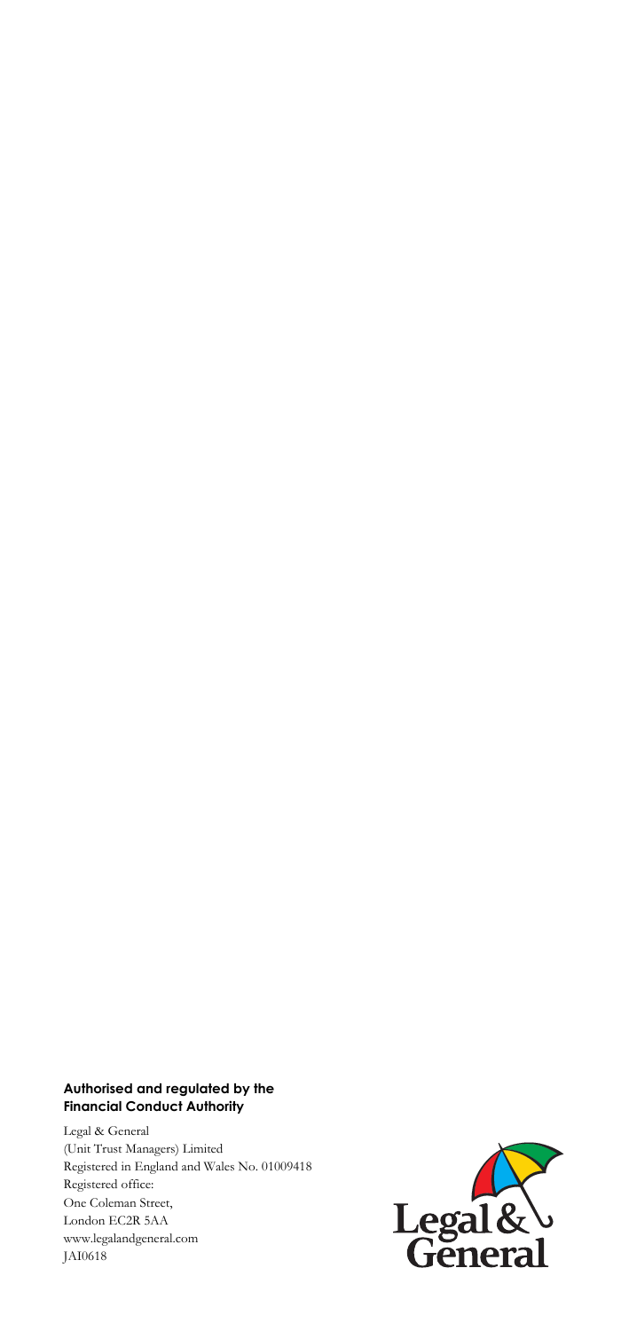**Authorised and regulated by the Financial Conduct Authority**

Legal & General
(Unit Trust Managers) Limited
Registered in England and Wales No. 01009418
Registered office:
One Coleman Street,
London EC2R 5AA
www.legalandgeneral.com
JAI0618